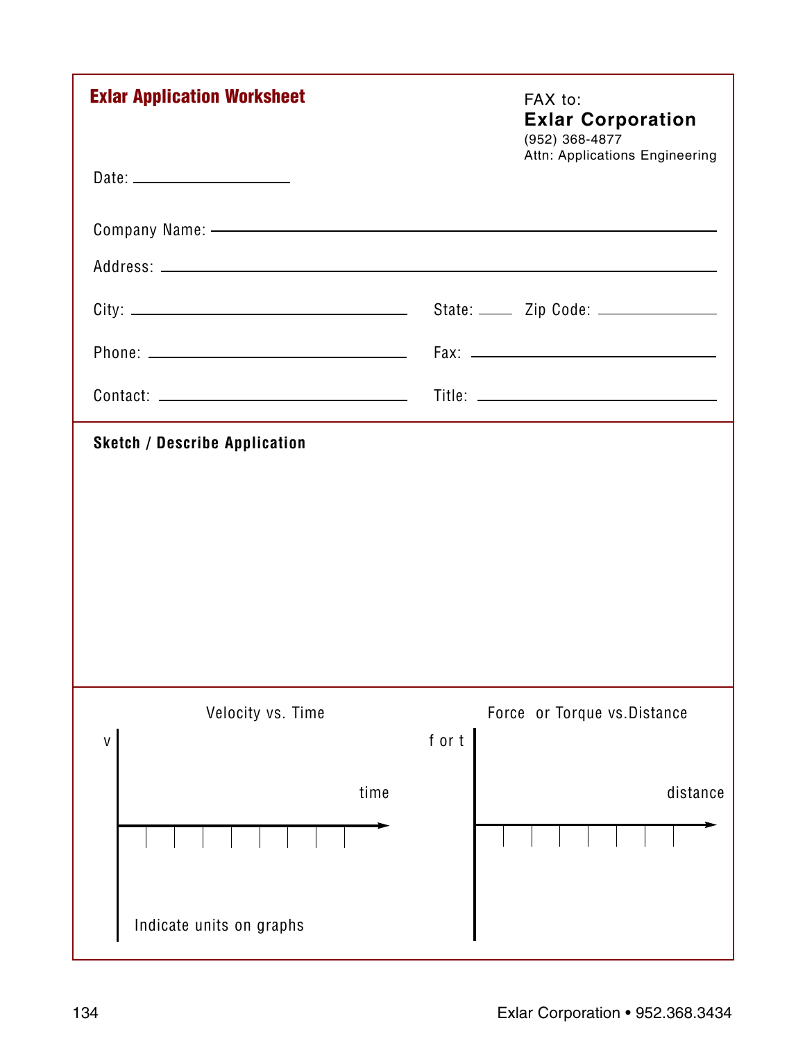# Exlar Application Worksheet

FAX to:
**Exlar Corporation**
(952) 368-4877
Attn: Applications Engineering

Date: ____________________

Company Name: ____________________________________________

Address: ____________________________________________

City: ______________________ State: ____ Zip Code: __________

Phone: ______________________ Fax: ______________________

Contact: ______________________ Title: ______________________

## Sketch / Describe Application

### Velocity vs. Time

v

time

Indicate units on graphs

### Force or Torque vs.Distance

f or t

distance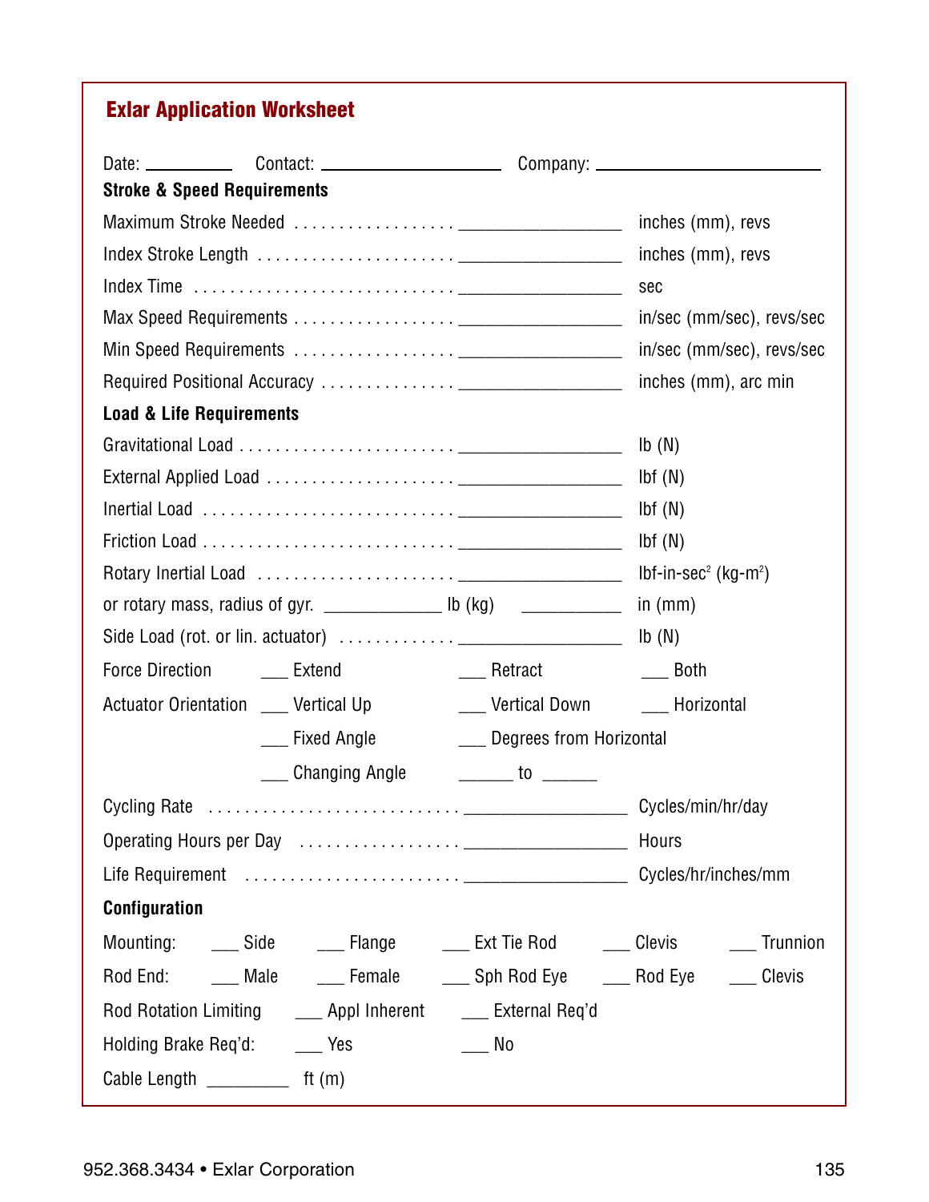## Exlar Application Worksheet

Date: __________ Contact: ____________________ Company: ________________________

**Stroke & Speed Requirements**

Maximum Stroke Needed . . . . . . . . . . . . . . . . . ________________ inches (mm), revs

Index Stroke Length . . . . . . . . . . . . . . . . . . . . ________________ inches (mm), revs

Index Time . . . . . . . . . . . . . . . . . . . . . . . . . . . ________________ sec

Max Speed Requirements . . . . . . . . . . . . . . . . . ________________ in/sec (mm/sec), revs/sec

Min Speed Requirements . . . . . . . . . . . . . . . . . ________________ in/sec (mm/sec), revs/sec

Required Positional Accuracy . . . . . . . . . . . . . . ________________ inches (mm), arc min

**Load & Life Requirements**

Gravitational Load . . . . . . . . . . . . . . . . . . . . . . ________________ lb (N)

External Applied Load . . . . . . . . . . . . . . . . . . . ________________ lbf (N)

Inertial Load . . . . . . . . . . . . . . . . . . . . . . . . . . ________________ lbf (N)

Friction Load . . . . . . . . . . . . . . . . . . . . . . . . . . ________________ lbf (N)

Rotary Inertial Load . . . . . . . . . . . . . . . . . . . . . ________________ lbf-in-sec$^2$ (kg-m$^2$)

or rotary mass, radius of gyr. ____________ lb (kg) __________ in (mm)

Side Load (rot. or lin. actuator) . . . . . . . . . . . . ________________ lb (N)

Force Direction ___ Extend ___ Retract ___ Both

Actuator Orientation ___ Vertical Up ___ Vertical Down ___ Horizontal

___ Fixed Angle ___ Degrees from Horizontal

___ Changing Angle ______ to ______

Cycling Rate . . . . . . . . . . . . . . . . . . . . . . . . . . ________________ Cycles/min/hr/day

Operating Hours per Day . . . . . . . . . . . . . . . . . ________________ Hours

Life Requirement . . . . . . . . . . . . . . . . . . . . . . . ________________ Cycles/hr/inches/mm

**Configuration**

Mounting: ___ Side ___ Flange ___ Ext Tie Rod ___ Clevis ___ Trunnion

Rod End: ___ Male ___ Female ___ Sph Rod Eye ___ Rod Eye ___ Clevis

Rod Rotation Limiting ___ Appl Inherent ___ External Req'd

Holding Brake Req'd: ___ Yes ___ No

Cable Length _________ ft (m)

952.368.3434 • Exlar Corporation